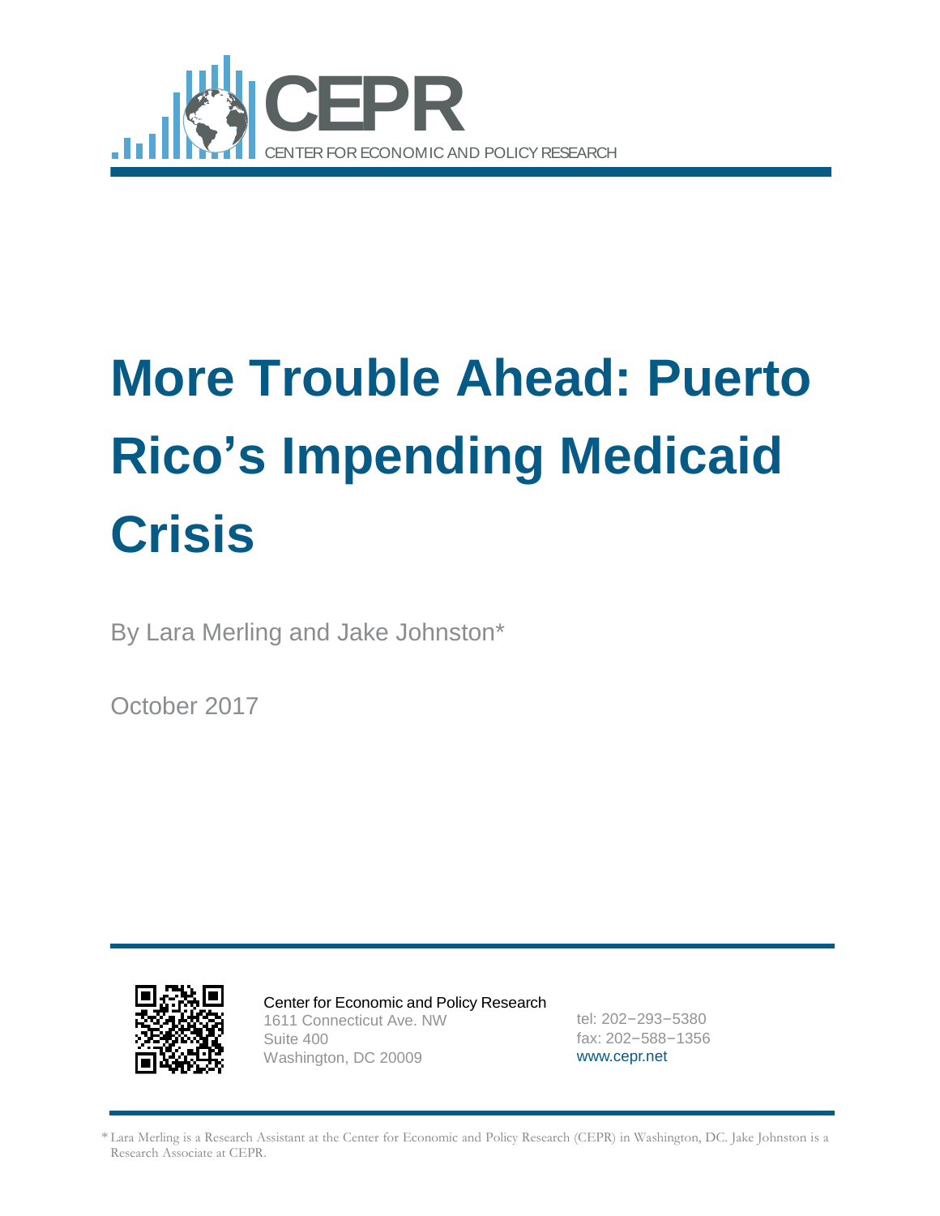CEPR

CENTER FOR ECONOMIC AND POLICY RESEARCH

# More Trouble Ahead: Puerto Rico's Impending Medicaid Crisis

By Lara Merling and Jake Johnston*

October 2017

Center for Economic and Policy Research
1611 Connecticut Ave. NW
Suite 400
Washington, DC 20009

tel: 202–293–5380
fax: 202–588–1356
www.cepr.net

* Lara Merling is a Research Assistant at the Center for Economic and Policy Research (CEPR) in Washington, DC. Jake Johnston is a Research Associate at CEPR.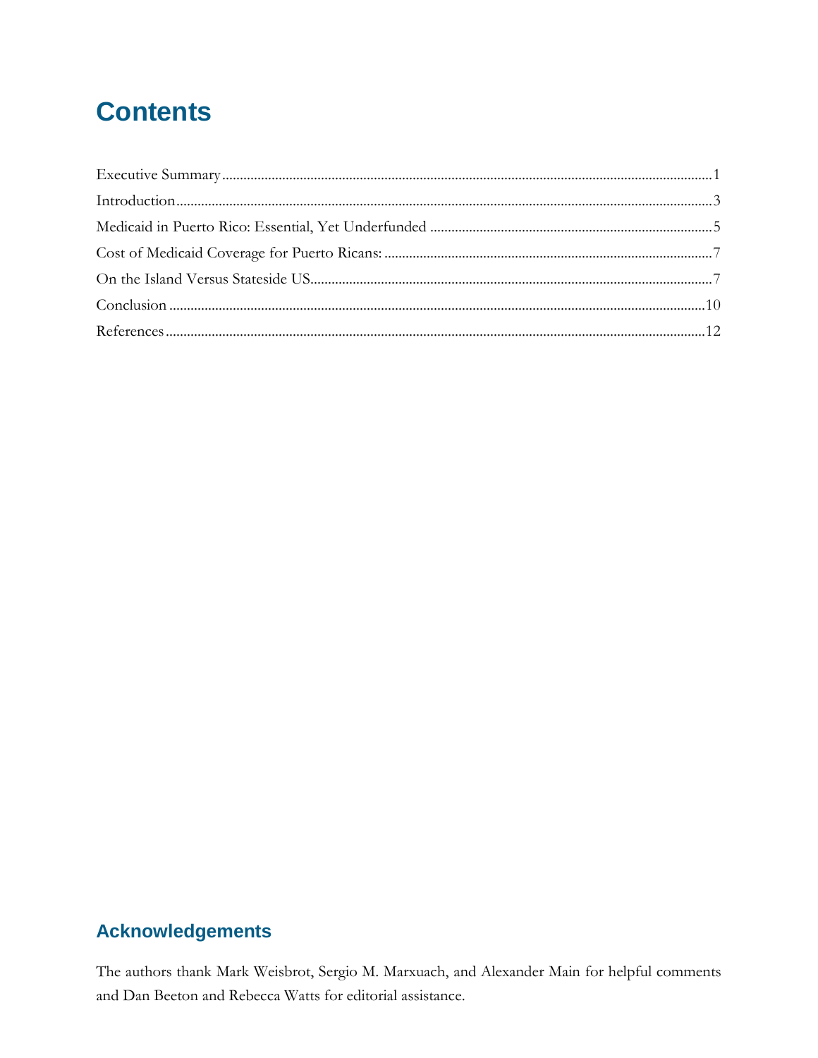# Contents

Executive Summary ........................................................................................................................................1

Introduction ......................................................................................................................................................3

Medicaid in Puerto Rico: Essential, Yet Underfunded ...............................................................................5

Cost of Medicaid Coverage for Puerto Ricans: ...........................................................................................7

On the Island Versus Stateside US................................................................................................................7

Conclusion .....................................................................................................................................................10

References ......................................................................................................................................................12

## Acknowledgements

The authors thank Mark Weisbrot, Sergio M. Marxuach, and Alexander Main for helpful comments and Dan Beeton and Rebecca Watts for editorial assistance.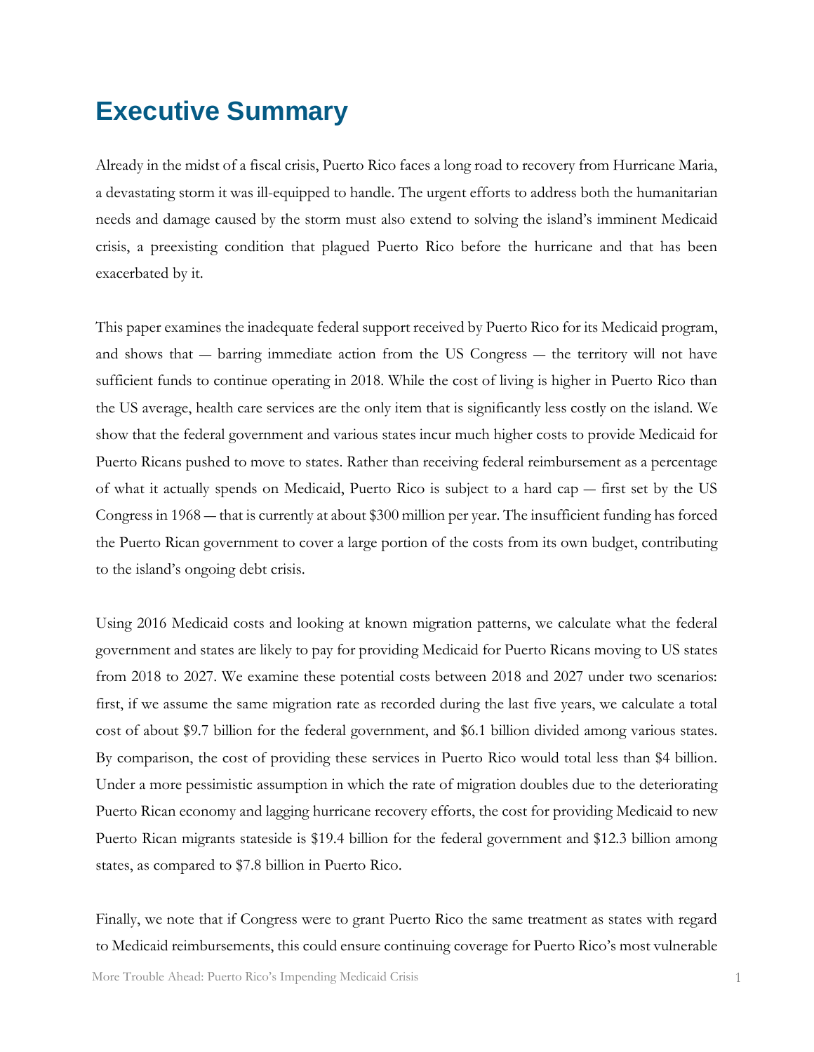# Executive Summary

Already in the midst of a fiscal crisis, Puerto Rico faces a long road to recovery from Hurricane Maria, a devastating storm it was ill-equipped to handle. The urgent efforts to address both the humanitarian needs and damage caused by the storm must also extend to solving the island's imminent Medicaid crisis, a preexisting condition that plagued Puerto Rico before the hurricane and that has been exacerbated by it.

This paper examines the inadequate federal support received by Puerto Rico for its Medicaid program, and shows that — barring immediate action from the US Congress — the territory will not have sufficient funds to continue operating in 2018. While the cost of living is higher in Puerto Rico than the US average, health care services are the only item that is significantly less costly on the island. We show that the federal government and various states incur much higher costs to provide Medicaid for Puerto Ricans pushed to move to states. Rather than receiving federal reimbursement as a percentage of what it actually spends on Medicaid, Puerto Rico is subject to a hard cap — first set by the US Congress in 1968 — that is currently at about $300 million per year. The insufficient funding has forced the Puerto Rican government to cover a large portion of the costs from its own budget, contributing to the island's ongoing debt crisis.

Using 2016 Medicaid costs and looking at known migration patterns, we calculate what the federal government and states are likely to pay for providing Medicaid for Puerto Ricans moving to US states from 2018 to 2027. We examine these potential costs between 2018 and 2027 under two scenarios: first, if we assume the same migration rate as recorded during the last five years, we calculate a total cost of about $9.7 billion for the federal government, and $6.1 billion divided among various states. By comparison, the cost of providing these services in Puerto Rico would total less than $4 billion. Under a more pessimistic assumption in which the rate of migration doubles due to the deteriorating Puerto Rican economy and lagging hurricane recovery efforts, the cost for providing Medicaid to new Puerto Rican migrants stateside is $19.4 billion for the federal government and $12.3 billion among states, as compared to $7.8 billion in Puerto Rico.

Finally, we note that if Congress were to grant Puerto Rico the same treatment as states with regard to Medicaid reimbursements, this could ensure continuing coverage for Puerto Rico's most vulnerable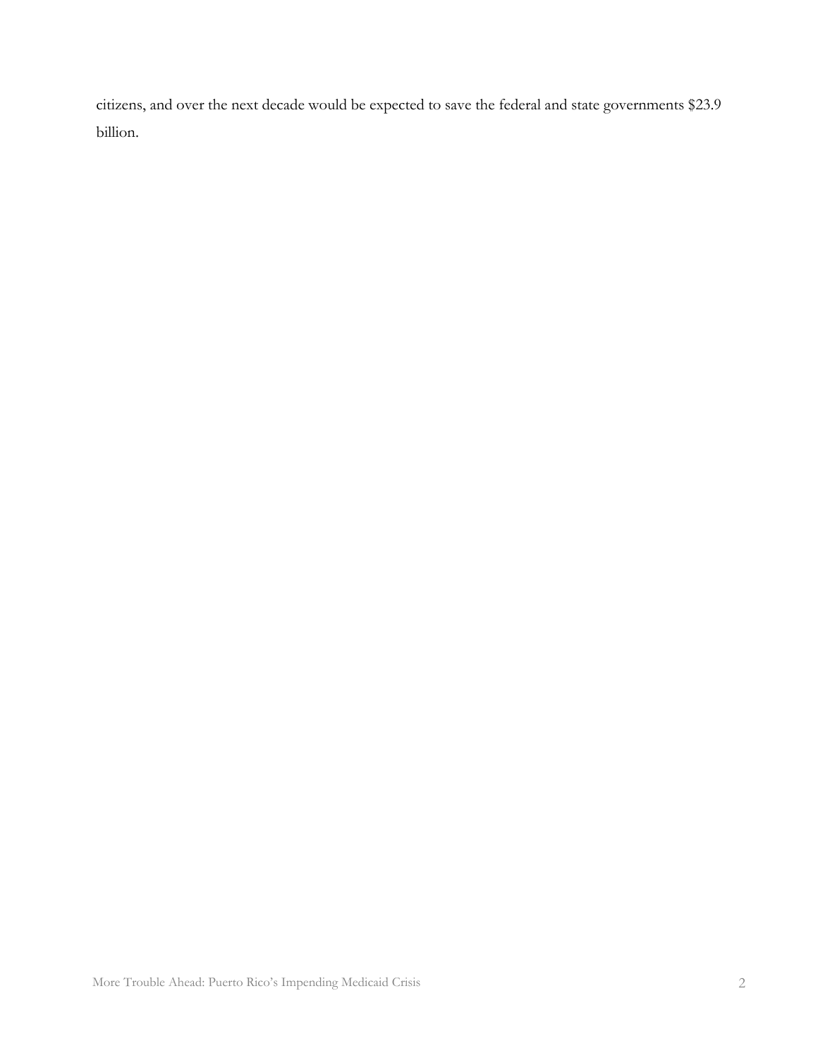citizens, and over the next decade would be expected to save the federal and state governments $23.9 billion.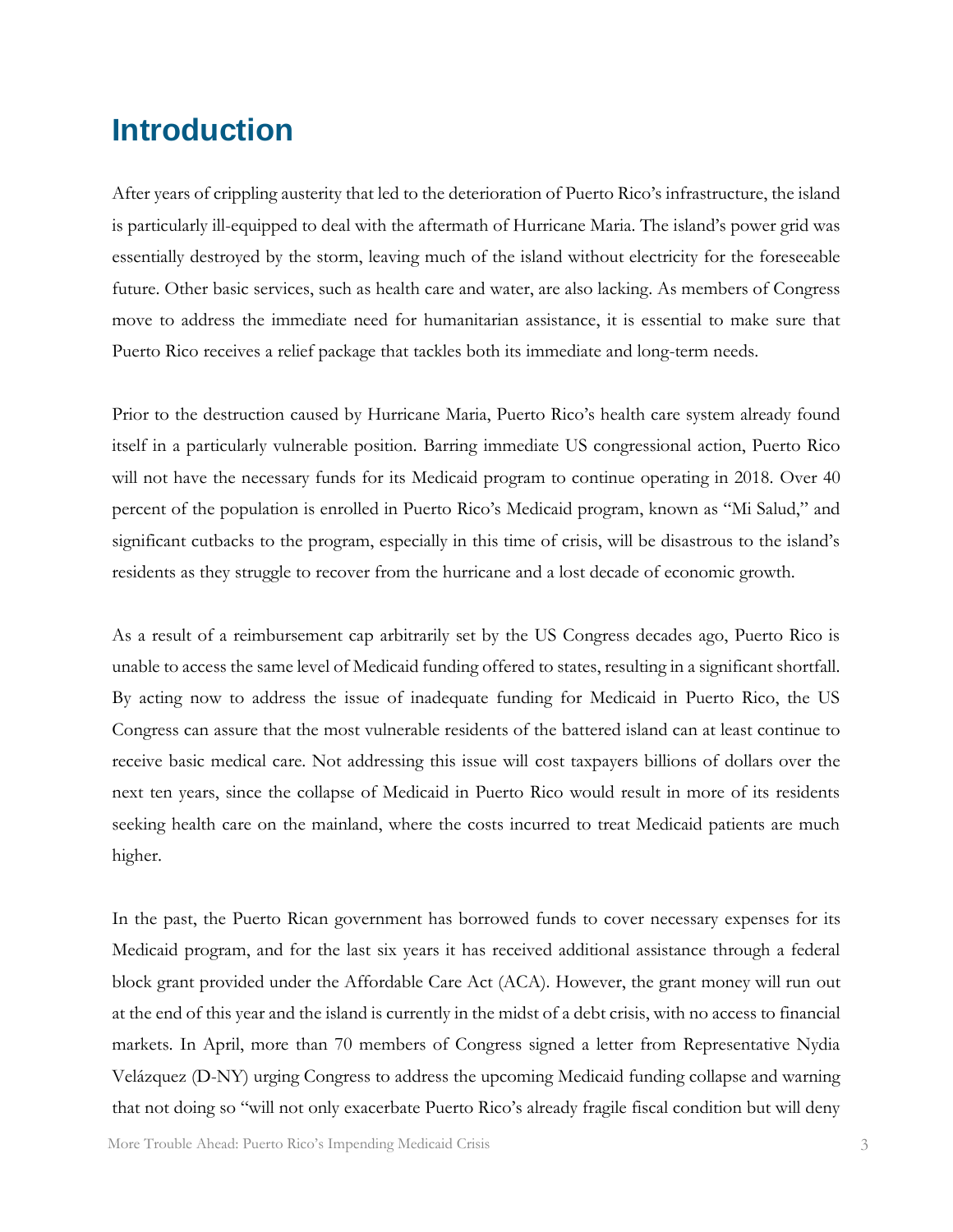# Introduction

After years of crippling austerity that led to the deterioration of Puerto Rico's infrastructure, the island is particularly ill-equipped to deal with the aftermath of Hurricane Maria. The island's power grid was essentially destroyed by the storm, leaving much of the island without electricity for the foreseeable future. Other basic services, such as health care and water, are also lacking. As members of Congress move to address the immediate need for humanitarian assistance, it is essential to make sure that Puerto Rico receives a relief package that tackles both its immediate and long-term needs.

Prior to the destruction caused by Hurricane Maria, Puerto Rico's health care system already found itself in a particularly vulnerable position. Barring immediate US congressional action, Puerto Rico will not have the necessary funds for its Medicaid program to continue operating in 2018. Over 40 percent of the population is enrolled in Puerto Rico's Medicaid program, known as "Mi Salud," and significant cutbacks to the program, especially in this time of crisis, will be disastrous to the island's residents as they struggle to recover from the hurricane and a lost decade of economic growth.

As a result of a reimbursement cap arbitrarily set by the US Congress decades ago, Puerto Rico is unable to access the same level of Medicaid funding offered to states, resulting in a significant shortfall. By acting now to address the issue of inadequate funding for Medicaid in Puerto Rico, the US Congress can assure that the most vulnerable residents of the battered island can at least continue to receive basic medical care. Not addressing this issue will cost taxpayers billions of dollars over the next ten years, since the collapse of Medicaid in Puerto Rico would result in more of its residents seeking health care on the mainland, where the costs incurred to treat Medicaid patients are much higher.

In the past, the Puerto Rican government has borrowed funds to cover necessary expenses for its Medicaid program, and for the last six years it has received additional assistance through a federal block grant provided under the Affordable Care Act (ACA). However, the grant money will run out at the end of this year and the island is currently in the midst of a debt crisis, with no access to financial markets. In April, more than 70 members of Congress signed a letter from Representative Nydia Velázquez (D-NY) urging Congress to address the upcoming Medicaid funding collapse and warning that not doing so "will not only exacerbate Puerto Rico's already fragile fiscal condition but will deny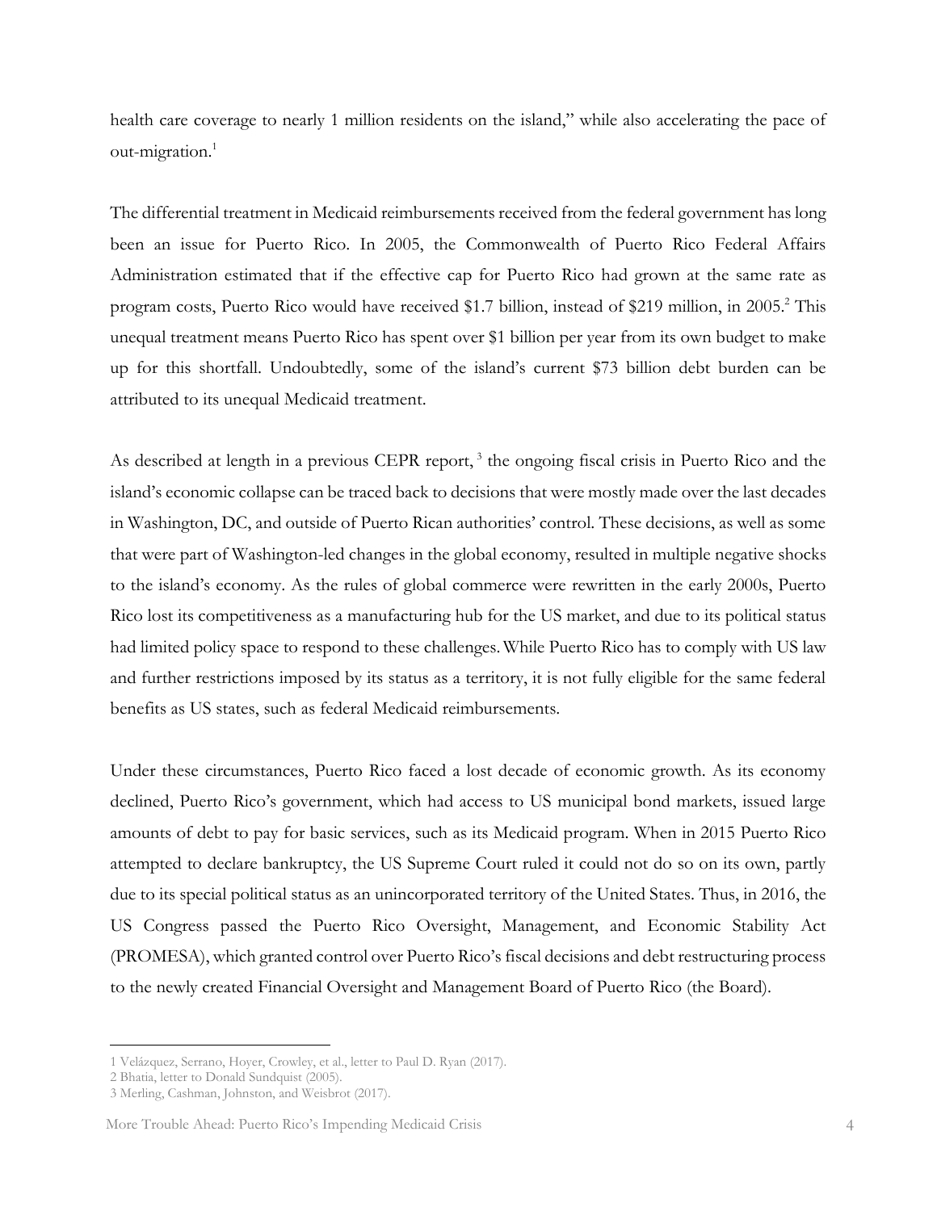health care coverage to nearly 1 million residents on the island," while also accelerating the pace of out-migration.[1]

The differential treatment in Medicaid reimbursements received from the federal government has long been an issue for Puerto Rico. In 2005, the Commonwealth of Puerto Rico Federal Affairs Administration estimated that if the effective cap for Puerto Rico had grown at the same rate as program costs, Puerto Rico would have received $1.7 billion, instead of $219 million, in 2005.[2] This unequal treatment means Puerto Rico has spent over $1 billion per year from its own budget to make up for this shortfall. Undoubtedly, some of the island's current $73 billion debt burden can be attributed to its unequal Medicaid treatment.

As described at length in a previous CEPR report,[3] the ongoing fiscal crisis in Puerto Rico and the island's economic collapse can be traced back to decisions that were mostly made over the last decades in Washington, DC, and outside of Puerto Rican authorities' control. These decisions, as well as some that were part of Washington-led changes in the global economy, resulted in multiple negative shocks to the island's economy. As the rules of global commerce were rewritten in the early 2000s, Puerto Rico lost its competitiveness as a manufacturing hub for the US market, and due to its political status had limited policy space to respond to these challenges. While Puerto Rico has to comply with US law and further restrictions imposed by its status as a territory, it is not fully eligible for the same federal benefits as US states, such as federal Medicaid reimbursements.

Under these circumstances, Puerto Rico faced a lost decade of economic growth. As its economy declined, Puerto Rico's government, which had access to US municipal bond markets, issued large amounts of debt to pay for basic services, such as its Medicaid program. When in 2015 Puerto Rico attempted to declare bankruptcy, the US Supreme Court ruled it could not do so on its own, partly due to its special political status as an unincorporated territory of the United States. Thus, in 2016, the US Congress passed the Puerto Rico Oversight, Management, and Economic Stability Act (PROMESA), which granted control over Puerto Rico's fiscal decisions and debt restructuring process to the newly created Financial Oversight and Management Board of Puerto Rico (the Board).

---

1 Velázquez, Serrano, Hoyer, Crowley, et al., letter to Paul D. Ryan (2017).
2 Bhatia, letter to Donald Sundquist (2005).
3 Merling, Cashman, Johnston, and Weisbrot (2017).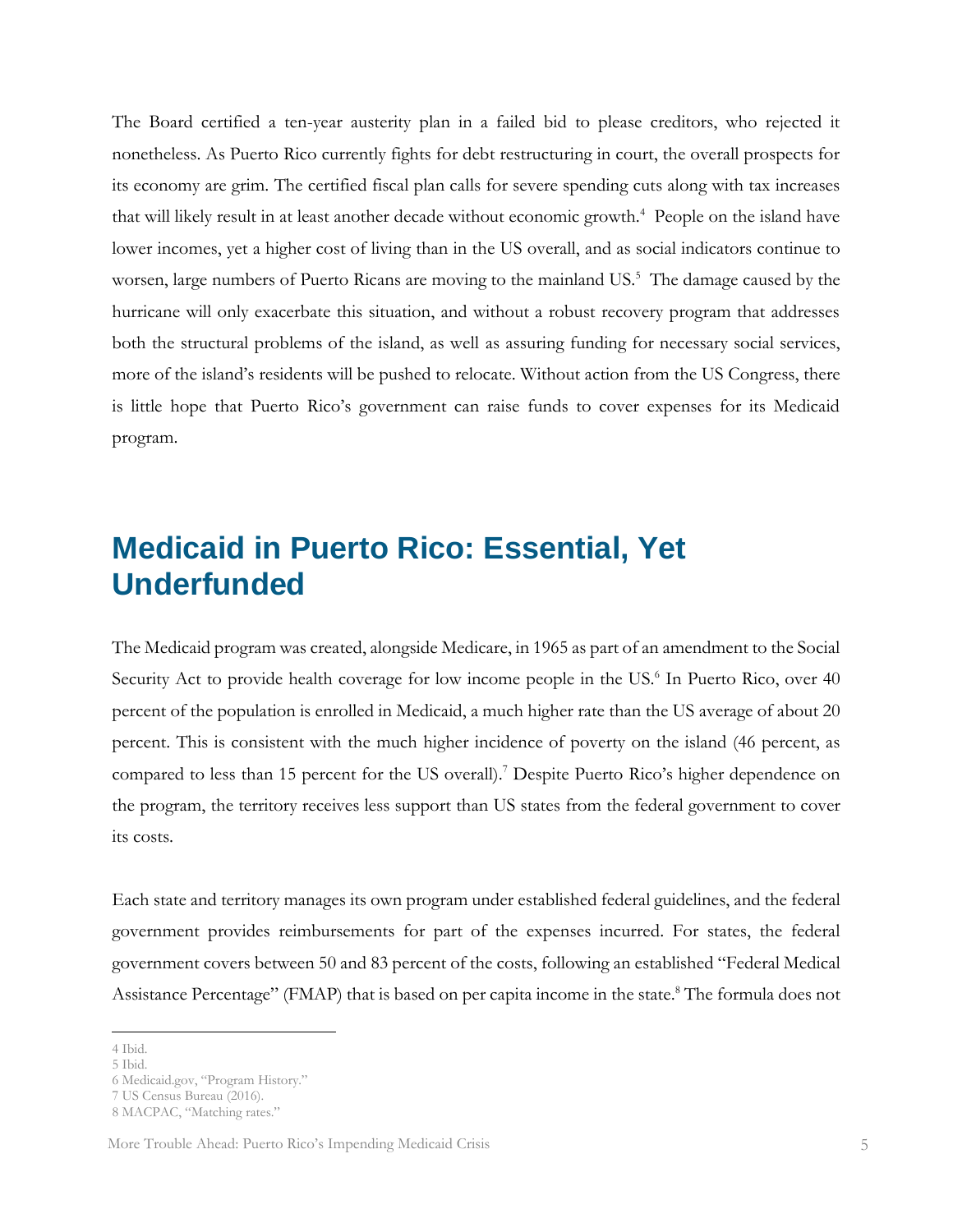The Board certified a ten-year austerity plan in a failed bid to please creditors, who rejected it nonetheless. As Puerto Rico currently fights for debt restructuring in court, the overall prospects for its economy are grim. The certified fiscal plan calls for severe spending cuts along with tax increases that will likely result in at least another decade without economic growth.[4] People on the island have lower incomes, yet a higher cost of living than in the US overall, and as social indicators continue to worsen, large numbers of Puerto Ricans are moving to the mainland US.[5] The damage caused by the hurricane will only exacerbate this situation, and without a robust recovery program that addresses both the structural problems of the island, as well as assuring funding for necessary social services, more of the island's residents will be pushed to relocate. Without action from the US Congress, there is little hope that Puerto Rico's government can raise funds to cover expenses for its Medicaid program.

## Medicaid in Puerto Rico: Essential, Yet Underfunded

The Medicaid program was created, alongside Medicare, in 1965 as part of an amendment to the Social Security Act to provide health coverage for low income people in the US.[6] In Puerto Rico, over 40 percent of the population is enrolled in Medicaid, a much higher rate than the US average of about 20 percent. This is consistent with the much higher incidence of poverty on the island (46 percent, as compared to less than 15 percent for the US overall).[7] Despite Puerto Rico's higher dependence on the program, the territory receives less support than US states from the federal government to cover its costs.

Each state and territory manages its own program under established federal guidelines, and the federal government provides reimbursements for part of the expenses incurred. For states, the federal government covers between 50 and 83 percent of the costs, following an established "Federal Medical Assistance Percentage" (FMAP) that is based on per capita income in the state.[8] The formula does not

---

4 Ibid.
5 Ibid.
6 Medicaid.gov, "Program History."
7 US Census Bureau (2016).
8 MACPAC, "Matching rates."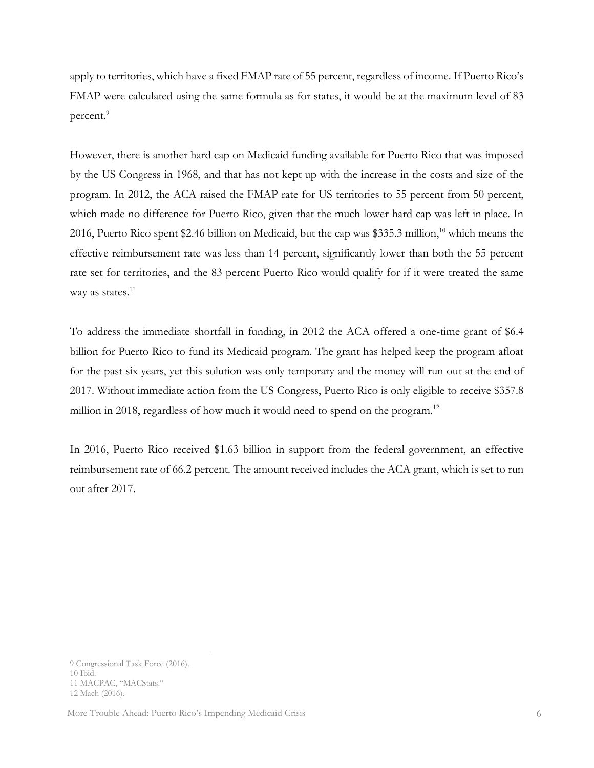apply to territories, which have a fixed FMAP rate of 55 percent, regardless of income. If Puerto Rico's FMAP were calculated using the same formula as for states, it would be at the maximum level of 83 percent.[9]

However, there is another hard cap on Medicaid funding available for Puerto Rico that was imposed by the US Congress in 1968, and that has not kept up with the increase in the costs and size of the program. In 2012, the ACA raised the FMAP rate for US territories to 55 percent from 50 percent, which made no difference for Puerto Rico, given that the much lower hard cap was left in place. In 2016, Puerto Rico spent $2.46 billion on Medicaid, but the cap was $335.3 million,[10] which means the effective reimbursement rate was less than 14 percent, significantly lower than both the 55 percent rate set for territories, and the 83 percent Puerto Rico would qualify for if it were treated the same way as states.[11]

To address the immediate shortfall in funding, in 2012 the ACA offered a one-time grant of $6.4 billion for Puerto Rico to fund its Medicaid program. The grant has helped keep the program afloat for the past six years, yet this solution was only temporary and the money will run out at the end of 2017. Without immediate action from the US Congress, Puerto Rico is only eligible to receive $357.8 million in 2018, regardless of how much it would need to spend on the program.[12]

In 2016, Puerto Rico received $1.63 billion in support from the federal government, an effective reimbursement rate of 66.2 percent. The amount received includes the ACA grant, which is set to run out after 2017.

---

9 Congressional Task Force (2016).
10 Ibid.
11 MACPAC, "MACStats."
12 Mach (2016).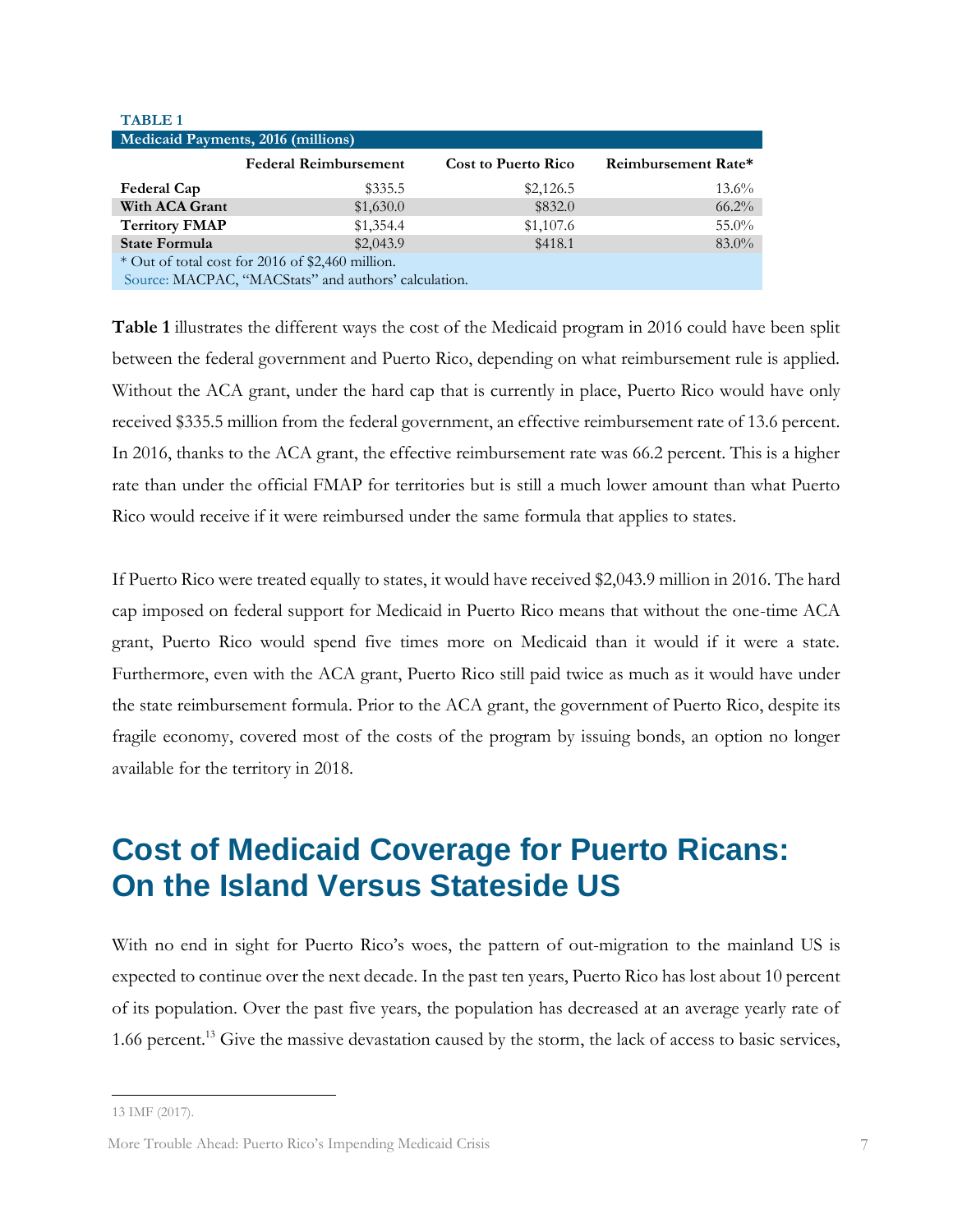**TABLE 1**

| Medicaid Payments, 2016 (millions) | Federal Reimbursement | Cost to Puerto Rico | Reimbursement Rate* |
|---|---|---|---|
| **Federal Cap** | $335.5 | $2,126.5 | 13.6% |
| **With ACA Grant** | $1,630.0 | $832.0 | 66.2% |
| **Territory FMAP** | $1,354.4 | $1,107.6 | 55.0% |
| **State Formula** | $2,043.9 | $418.1 | 83.0% |

\* Out of total cost for 2016 of $2,460 million.
Source: MACPAC, "MACStats" and authors' calculation.

**Table 1** illustrates the different ways the cost of the Medicaid program in 2016 could have been split between the federal government and Puerto Rico, depending on what reimbursement rule is applied. Without the ACA grant, under the hard cap that is currently in place, Puerto Rico would have only received $335.5 million from the federal government, an effective reimbursement rate of 13.6 percent. In 2016, thanks to the ACA grant, the effective reimbursement rate was 66.2 percent. This is a higher rate than under the official FMAP for territories but is still a much lower amount than what Puerto Rico would receive if it were reimbursed under the same formula that applies to states.

If Puerto Rico were treated equally to states, it would have received $2,043.9 million in 2016. The hard cap imposed on federal support for Medicaid in Puerto Rico means that without the one-time ACA grant, Puerto Rico would spend five times more on Medicaid than it would if it were a state. Furthermore, even with the ACA grant, Puerto Rico still paid twice as much as it would have under the state reimbursement formula. Prior to the ACA grant, the government of Puerto Rico, despite its fragile economy, covered most of the costs of the program by issuing bonds, an option no longer available for the territory in 2018.

# Cost of Medicaid Coverage for Puerto Ricans: On the Island Versus Stateside US

With no end in sight for Puerto Rico's woes, the pattern of out-migration to the mainland US is expected to continue over the next decade. In the past ten years, Puerto Rico has lost about 10 percent of its population. Over the past five years, the population has decreased at an average yearly rate of 1.66 percent.[13] Give the massive devastation caused by the storm, the lack of access to basic services,

13 IMF (2017).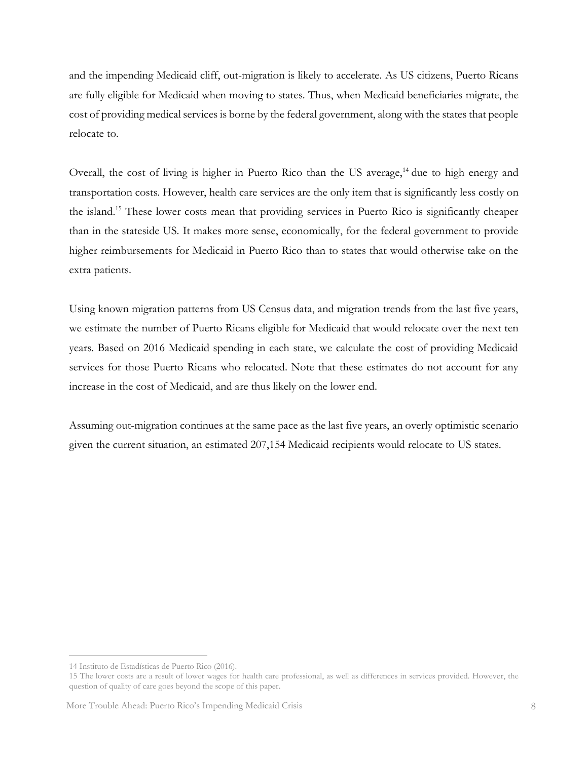and the impending Medicaid cliff, out-migration is likely to accelerate. As US citizens, Puerto Ricans are fully eligible for Medicaid when moving to states. Thus, when Medicaid beneficiaries migrate, the cost of providing medical services is borne by the federal government, along with the states that people relocate to.

Overall, the cost of living is higher in Puerto Rico than the US average,[14] due to high energy and transportation costs. However, health care services are the only item that is significantly less costly on the island.[15] These lower costs mean that providing services in Puerto Rico is significantly cheaper than in the stateside US. It makes more sense, economically, for the federal government to provide higher reimbursements for Medicaid in Puerto Rico than to states that would otherwise take on the extra patients.

Using known migration patterns from US Census data, and migration trends from the last five years, we estimate the number of Puerto Ricans eligible for Medicaid that would relocate over the next ten years. Based on 2016 Medicaid spending in each state, we calculate the cost of providing Medicaid services for those Puerto Ricans who relocated. Note that these estimates do not account for any increase in the cost of Medicaid, and are thus likely on the lower end.

Assuming out-migration continues at the same pace as the last five years, an overly optimistic scenario given the current situation, an estimated 207,154 Medicaid recipients would relocate to US states.

---

14 Instituto de Estadísticas de Puerto Rico (2016).

15 The lower costs are a result of lower wages for health care professional, as well as differences in services provided. However, the question of quality of care goes beyond the scope of this paper.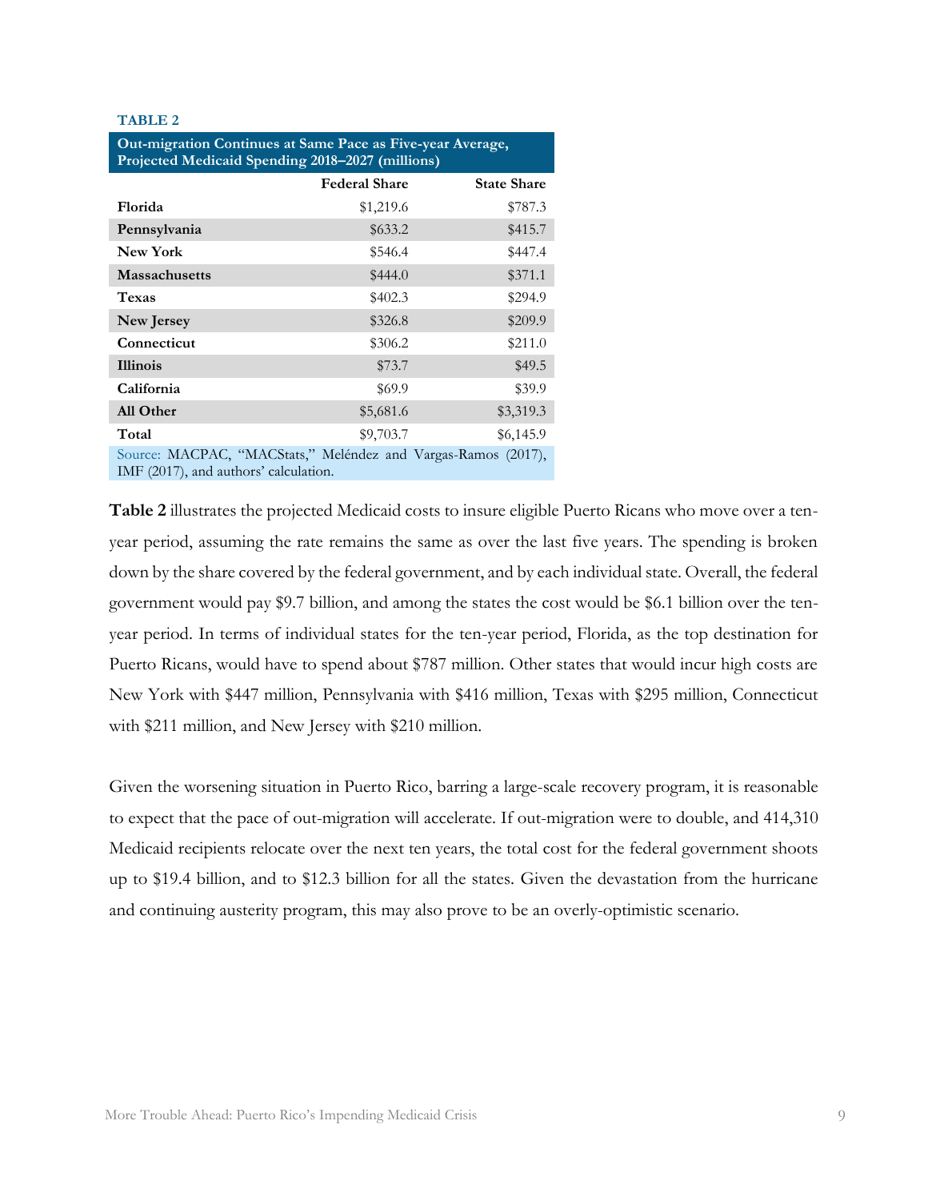**TABLE 2**

**Out-migration Continues at Same Pace as Five-year Average, Projected Medicaid Spending 2018–2027 (millions)**

| | Federal Share | State Share |
|---|---|---|
| **Florida** | $1,219.6 | $787.3 |
| **Pennsylvania** | $633.2 | $415.7 |
| **New York** | $546.4 | $447.4 |
| **Massachusetts** | $444.0 | $371.1 |
| **Texas** | $402.3 | $294.9 |
| **New Jersey** | $326.8 | $209.9 |
| **Connecticut** | $306.2 | $211.0 |
| **Illinois** | $73.7 | $49.5 |
| **California** | $69.9 | $39.9 |
| **All Other** | $5,681.6 | $3,319.3 |
| **Total** | $9,703.7 | $6,145.9 |

Source: MACPAC, "MACStats," Meléndez and Vargas-Ramos (2017), IMF (2017), and authors' calculation.

**Table 2** illustrates the projected Medicaid costs to insure eligible Puerto Ricans who move over a ten-year period, assuming the rate remains the same as over the last five years. The spending is broken down by the share covered by the federal government, and by each individual state. Overall, the federal government would pay $9.7 billion, and among the states the cost would be $6.1 billion over the ten-year period. In terms of individual states for the ten-year period, Florida, as the top destination for Puerto Ricans, would have to spend about $787 million. Other states that would incur high costs are New York with $447 million, Pennsylvania with $416 million, Texas with $295 million, Connecticut with $211 million, and New Jersey with $210 million.

Given the worsening situation in Puerto Rico, barring a large-scale recovery program, it is reasonable to expect that the pace of out-migration will accelerate. If out-migration were to double, and 414,310 Medicaid recipients relocate over the next ten years, the total cost for the federal government shoots up to $19.4 billion, and to $12.3 billion for all the states. Given the devastation from the hurricane and continuing austerity program, this may also prove to be an overly-optimistic scenario.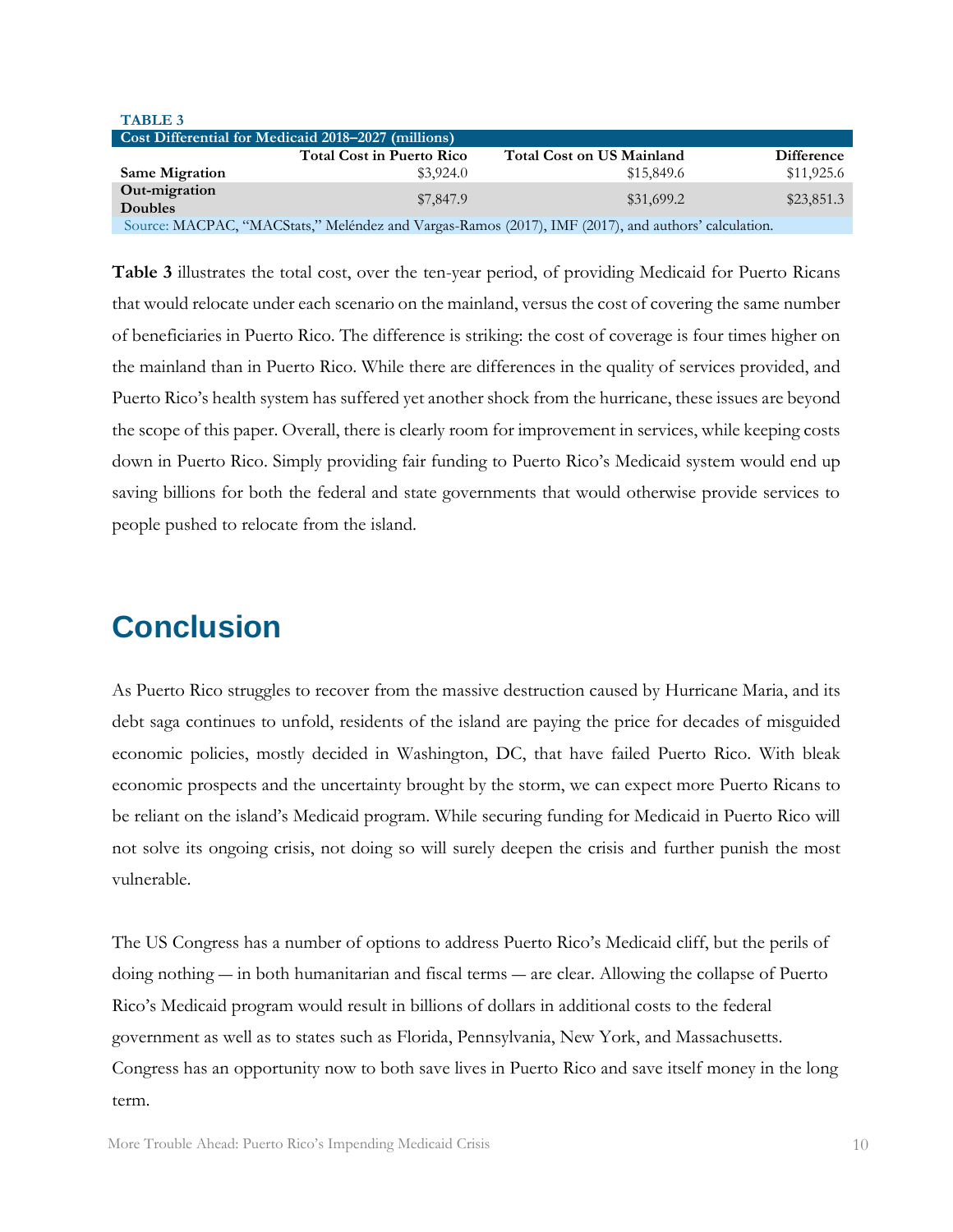**TABLE 3**

| Cost Differential for Medicaid 2018–2027 (millions) | | | |
|---|---|---|---|
| | Total Cost in Puerto Rico | Total Cost on US Mainland | Difference |
| **Same Migration** | $3,924.0 | $15,849.6 | $11,925.6 |
| **Out-migration Doubles** | $7,847.9 | $31,699.2 | $23,851.3 |

Source: MACPAC, "MACStats," Meléndez and Vargas-Ramos (2017), IMF (2017), and authors' calculation.

**Table 3** illustrates the total cost, over the ten-year period, of providing Medicaid for Puerto Ricans that would relocate under each scenario on the mainland, versus the cost of covering the same number of beneficiaries in Puerto Rico. The difference is striking: the cost of coverage is four times higher on the mainland than in Puerto Rico. While there are differences in the quality of services provided, and Puerto Rico's health system has suffered yet another shock from the hurricane, these issues are beyond the scope of this paper. Overall, there is clearly room for improvement in services, while keeping costs down in Puerto Rico. Simply providing fair funding to Puerto Rico's Medicaid system would end up saving billions for both the federal and state governments that would otherwise provide services to people pushed to relocate from the island.

# Conclusion

As Puerto Rico struggles to recover from the massive destruction caused by Hurricane Maria, and its debt saga continues to unfold, residents of the island are paying the price for decades of misguided economic policies, mostly decided in Washington, DC, that have failed Puerto Rico. With bleak economic prospects and the uncertainty brought by the storm, we can expect more Puerto Ricans to be reliant on the island's Medicaid program. While securing funding for Medicaid in Puerto Rico will not solve its ongoing crisis, not doing so will surely deepen the crisis and further punish the most vulnerable.

The US Congress has a number of options to address Puerto Rico's Medicaid cliff, but the perils of doing nothing — in both humanitarian and fiscal terms — are clear. Allowing the collapse of Puerto Rico's Medicaid program would result in billions of dollars in additional costs to the federal government as well as to states such as Florida, Pennsylvania, New York, and Massachusetts. Congress has an opportunity now to both save lives in Puerto Rico and save itself money in the long term.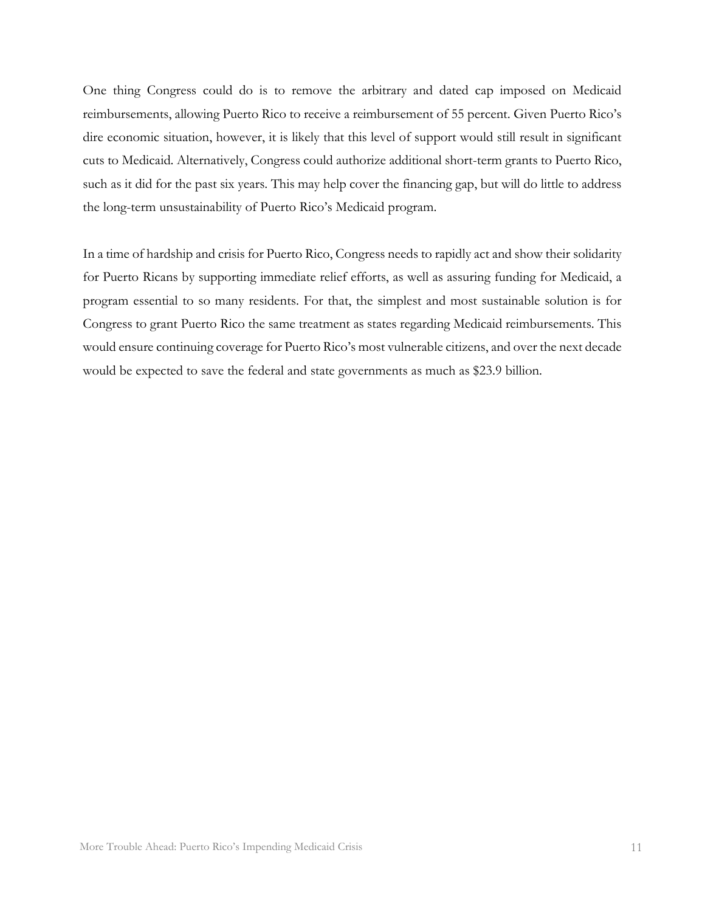One thing Congress could do is to remove the arbitrary and dated cap imposed on Medicaid reimbursements, allowing Puerto Rico to receive a reimbursement of 55 percent. Given Puerto Rico's dire economic situation, however, it is likely that this level of support would still result in significant cuts to Medicaid. Alternatively, Congress could authorize additional short-term grants to Puerto Rico, such as it did for the past six years. This may help cover the financing gap, but will do little to address the long-term unsustainability of Puerto Rico's Medicaid program.

In a time of hardship and crisis for Puerto Rico, Congress needs to rapidly act and show their solidarity for Puerto Ricans by supporting immediate relief efforts, as well as assuring funding for Medicaid, a program essential to so many residents. For that, the simplest and most sustainable solution is for Congress to grant Puerto Rico the same treatment as states regarding Medicaid reimbursements. This would ensure continuing coverage for Puerto Rico's most vulnerable citizens, and over the next decade would be expected to save the federal and state governments as much as $23.9 billion.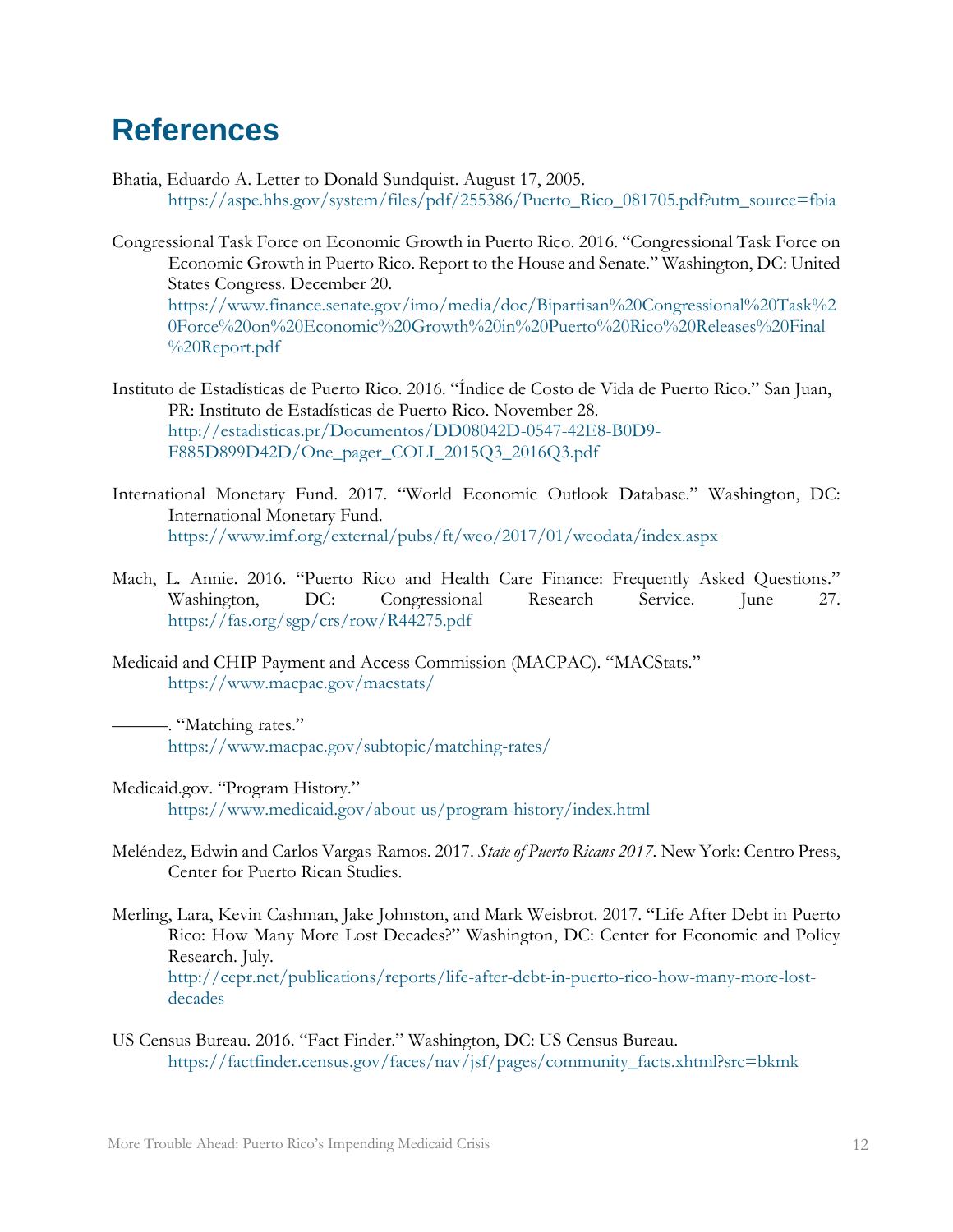# References

Bhatia, Eduardo A. Letter to Donald Sundquist. August 17, 2005. https://aspe.hhs.gov/system/files/pdf/255386/Puerto_Rico_081705.pdf?utm_source=fbia

Congressional Task Force on Economic Growth in Puerto Rico. 2016. "Congressional Task Force on Economic Growth in Puerto Rico. Report to the House and Senate." Washington, DC: United States Congress. December 20. https://www.finance.senate.gov/imo/media/doc/Bipartisan%20Congressional%20Task%20Force%20on%20Economic%20Growth%20in%20Puerto%20Rico%20Releases%20Final%20Report.pdf

Instituto de Estadísticas de Puerto Rico. 2016. "Índice de Costo de Vida de Puerto Rico." San Juan, PR: Instituto de Estadísticas de Puerto Rico. November 28. http://estadisticas.pr/Documentos/DD08042D-0547-42E8-B0D9-F885D899D42D/One_pager_COLI_2015Q3_2016Q3.pdf

International Monetary Fund. 2017. "World Economic Outlook Database." Washington, DC: International Monetary Fund. https://www.imf.org/external/pubs/ft/weo/2017/01/weodata/index.aspx

Mach, L. Annie. 2016. "Puerto Rico and Health Care Finance: Frequently Asked Questions." Washington, DC: Congressional Research Service. June 27. https://fas.org/sgp/crs/row/R44275.pdf

Medicaid and CHIP Payment and Access Commission (MACPAC). "MACStats." https://www.macpac.gov/macstats/

———. "Matching rates." https://www.macpac.gov/subtopic/matching-rates/

Medicaid.gov. "Program History." https://www.medicaid.gov/about-us/program-history/index.html

Meléndez, Edwin and Carlos Vargas-Ramos. 2017. *State of Puerto Ricans 2017*. New York: Centro Press, Center for Puerto Rican Studies.

Merling, Lara, Kevin Cashman, Jake Johnston, and Mark Weisbrot. 2017. "Life After Debt in Puerto Rico: How Many More Lost Decades?" Washington, DC: Center for Economic and Policy Research. July. http://cepr.net/publications/reports/life-after-debt-in-puerto-rico-how-many-more-lost-decades

US Census Bureau. 2016. "Fact Finder." Washington, DC: US Census Bureau. https://factfinder.census.gov/faces/nav/jsf/pages/community_facts.xhtml?src=bkmk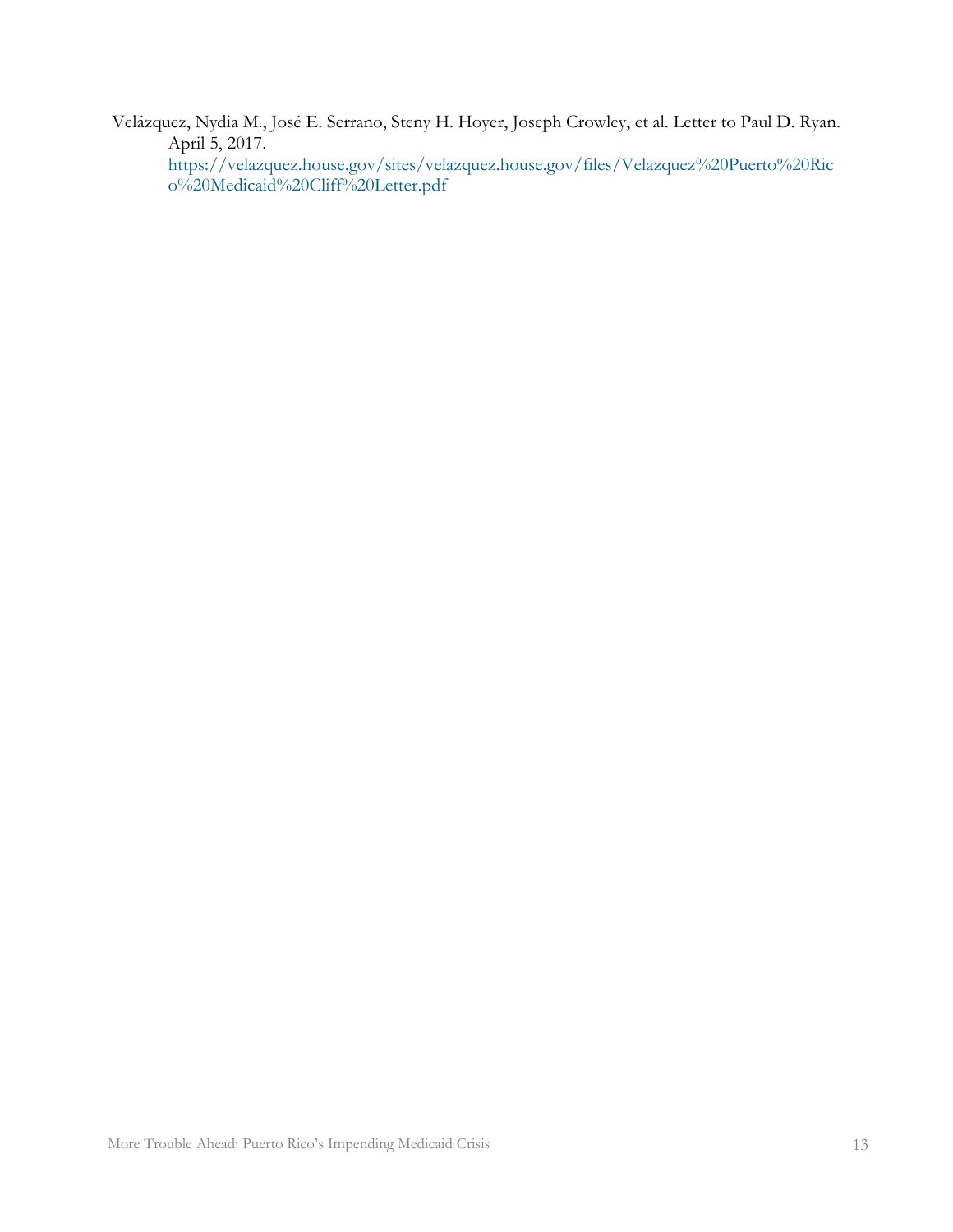Velázquez, Nydia M., José E. Serrano, Steny H. Hoyer, Joseph Crowley, et al. Letter to Paul D. Ryan. April 5, 2017. https://velazquez.house.gov/sites/velazquez.house.gov/files/Velazquez%20Puerto%20Rico%20Medicaid%20Cliff%20Letter.pdf